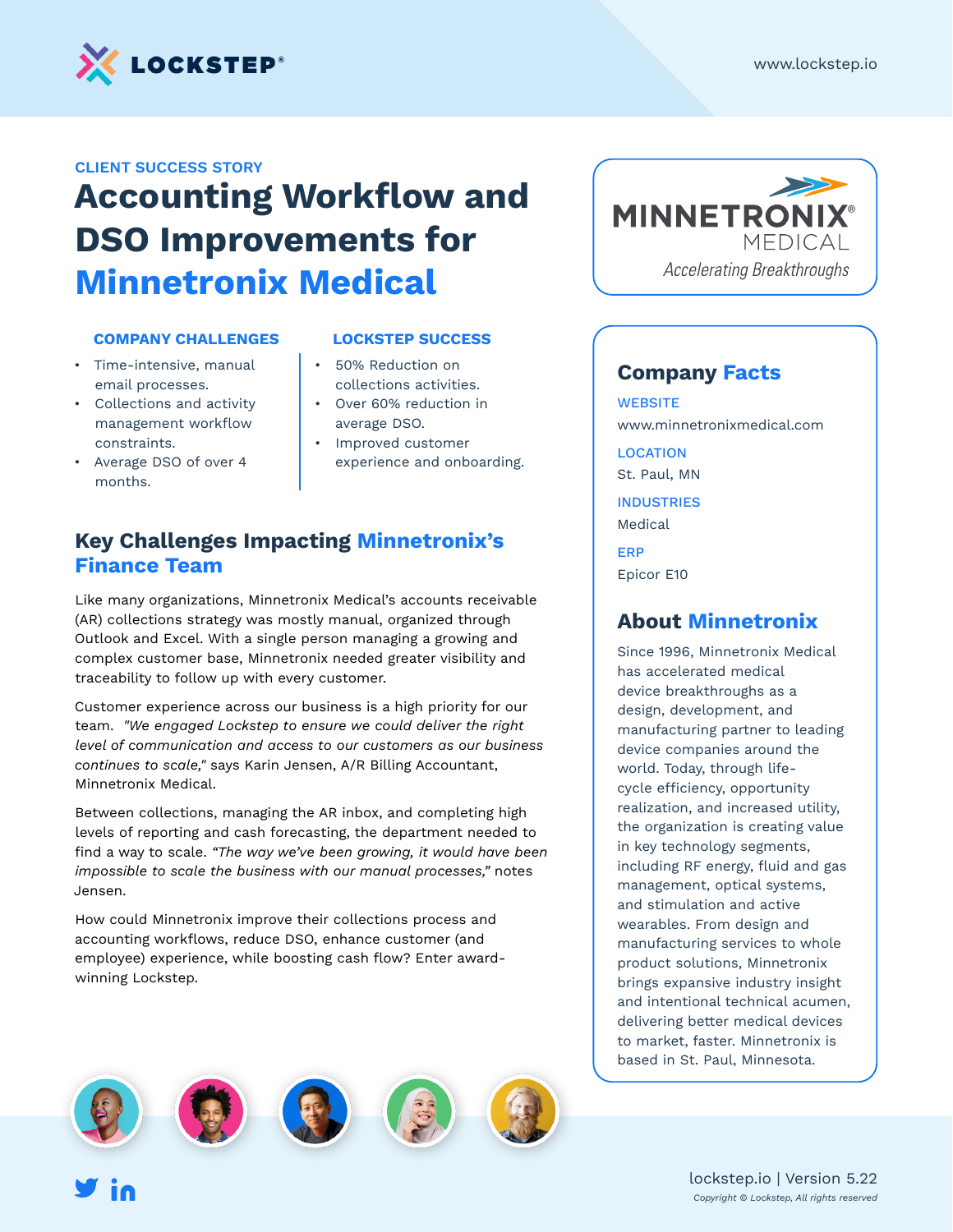CLIENT SUCCESS STORY

# Accounting Workflow and DSO Improvements for Minnetronix Medical

### COMPANY CHALLENGES

- Time-intensive, manual email processes.
- Collections and activity management workflow constraints.
- Average DSO of over 4 months.

### LOCKSTEP SUCCESS

- 50% Reduction on collections activities.
- Over 60% reduction in average DSO.
- Improved customer experience and onboarding.

## Key Challenges Impacting Minnetronix's Finance Team

Like many organizations, Minnetronix Medical's accounts receivable (AR) collections strategy was mostly manual, organized through Outlook and Excel. With a single person managing a growing and complex customer base, Minnetronix needed greater visibility and traceability to follow up with every customer.

Customer experience across our business is a high priority for our team. *"We engaged Lockstep to ensure we could deliver the right level of communication and access to our customers as our business continues to scale,"* says Karin Jensen, A/R Billing Accountant, Minnetronix Medical.

Between collections, managing the AR inbox, and completing high levels of reporting and cash forecasting, the department needed to find a way to scale. *"The way we've been growing, it would have been impossible to scale the business with our manual processes,"* notes Jensen.

How could Minnetronix improve their collections process and accounting workflows, reduce DSO, enhance customer (and employee) experience, while boosting cash flow? Enter award-winning Lockstep.

## Company Facts

**WEBSITE**
www.minnetronixmedical.com

**LOCATION**
St. Paul, MN

**INDUSTRIES**
Medical

**ERP**
Epicor E10

## About Minnetronix

Since 1996, Minnetronix Medical has accelerated medical device breakthroughs as a design, development, and manufacturing partner to leading device companies around the world. Today, through life-cycle efficiency, opportunity realization, and increased utility, the organization is creating value in key technology segments, including RF energy, fluid and gas management, optical systems, and stimulation and active wearables. From design and manufacturing services to whole product solutions, Minnetronix brings expansive industry insight and intentional technical acumen, delivering better medical devices to market, faster. Minnetronix is based in St. Paul, Minnesota.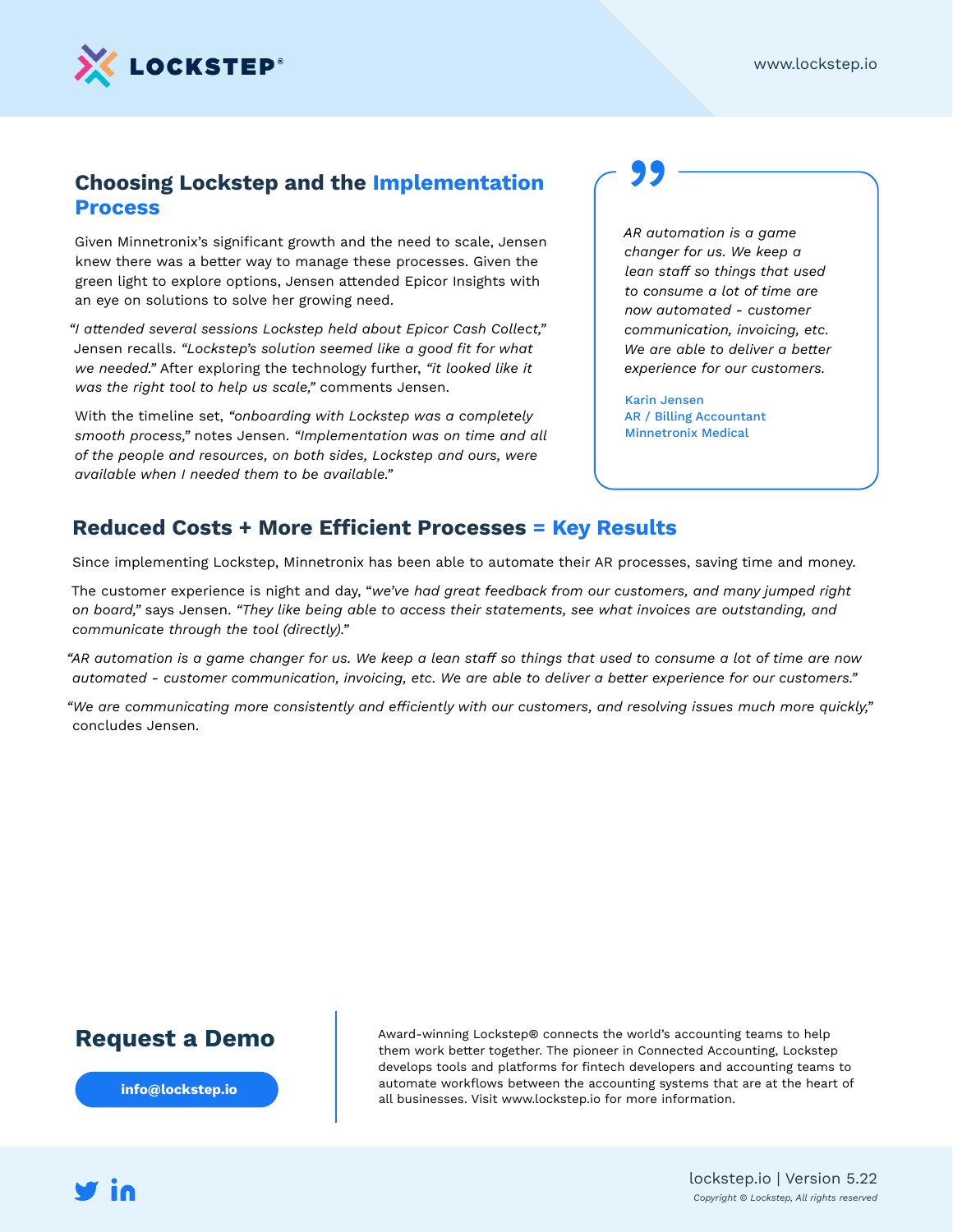## Choosing Lockstep and the Implementation Process

Given Minnetronix's significant growth and the need to scale, Jensen knew there was a better way to manage these processes. Given the green light to explore options, Jensen attended Epicor Insights with an eye on solutions to solve her growing need.

*"I attended several sessions Lockstep held about Epicor Cash Collect,"* Jensen recalls. *"Lockstep's solution seemed like a good fit for what we needed."* After exploring the technology further, *"it looked like it was the right tool to help us scale,"* comments Jensen.

With the timeline set, *"onboarding with Lockstep was a completely smooth process,"* notes Jensen. *"Implementation was on time and all of the people and resources, on both sides, Lockstep and ours, were available when I needed them to be available."*

> *AR automation is a game changer for us. We keep a lean staff so things that used to consume a lot of time are now automated - customer communication, invoicing, etc. We are able to deliver a better experience for our customers.*
>
> Karin Jensen
> AR / Billing Accountant
> Minnetronix Medical

## Reduced Costs + More Efficient Processes = Key Results

Since implementing Lockstep, Minnetronix has been able to automate their AR processes, saving time and money.

The customer experience is night and day, "*we've had great feedback from our customers, and many jumped right on board,"* says Jensen. *"They like being able to access their statements, see what invoices are outstanding, and communicate through the tool (directly)."*

*"AR automation is a game changer for us. We keep a lean staff so things that used to consume a lot of time are now automated - customer communication, invoicing, etc. We are able to deliver a better experience for our customers."*

*"We are communicating more consistently and efficiently with our customers, and resolving issues much more quickly,"* concludes Jensen.

## Request a Demo

info@lockstep.io

Award-winning Lockstep® connects the world's accounting teams to help them work better together. The pioneer in Connected Accounting, Lockstep develops tools and platforms for fintech developers and accounting teams to automate workflows between the accounting systems that are at the heart of all businesses. Visit www.lockstep.io for more information.

lockstep.io | Version 5.22

*Copyright © Lockstep, All rights reserved*